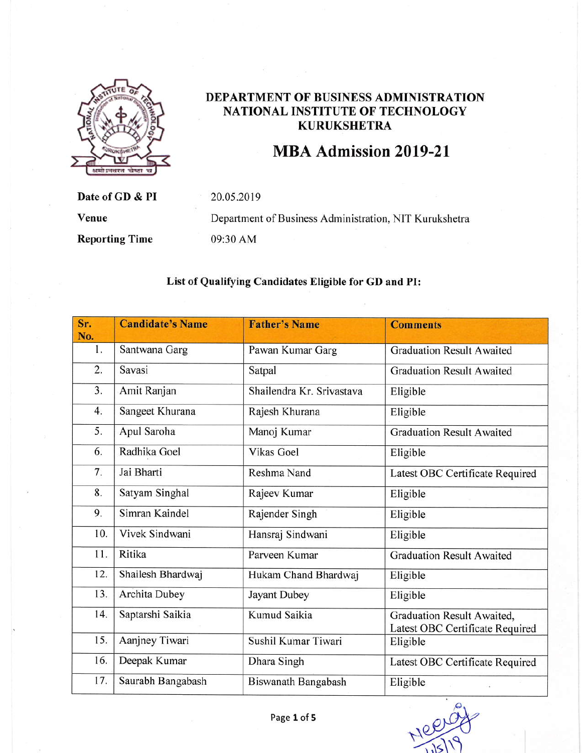# DEPARTMENT OF BUSINESS ADMINISTRATION
# NATIONAL INSTITUTE OF TECHNOLOGY
# KURUKSHETRA

## MBA Admission 2019-21

**Date of GD & PI** 20.05.2019

**Venue** Department of Business Administration, NIT Kurukshetra

**Reporting Time** 09:30 AM

### List of Qualifying Candidates Eligible for GD and PI:

| Sr. No. | Candidate's Name | Father's Name | Comments |
|---|---|---|---|
| 1. | Santwana Garg | Pawan Kumar Garg | Graduation Result Awaited |
| 2. | Savasi | Satpal | Graduation Result Awaited |
| 3. | Amit Ranjan | Shailendra Kr. Srivastava | Eligible |
| 4. | Sangeet Khurana | Rajesh Khurana | Eligible |
| 5. | Apul Saroha | Manoj Kumar | Graduation Result Awaited |
| 6. | Radhika Goel | Vikas Goel | Eligible |
| 7. | Jai Bharti | Reshma Nand | Latest OBC Certificate Required |
| 8. | Satyam Singhal | Rajeev Kumar | Eligible |
| 9. | Simran Kaindel | Rajender Singh | Eligible |
| 10. | Vivek Sindwani | Hansraj Sindwani | Eligible |
| 11. | Ritika | Parveen Kumar | Graduation Result Awaited |
| 12. | Shailesh Bhardwaj | Hukam Chand Bhardwaj | Eligible |
| 13. | Archita Dubey | Jayant Dubey | Eligible |
| 14. | Saptarshi Saikia | Kumud Saikia | Graduation Result Awaited, Latest OBC Certificate Required |
| 15. | Aanjney Tiwari | Sushil Kumar Tiwari | Eligible |
| 16. | Deepak Kumar | Dhara Singh | Latest OBC Certificate Required |
| 17. | Saurabh Bangabash | Biswanath Bangabash | Eligible |

Neeraj
1/5/19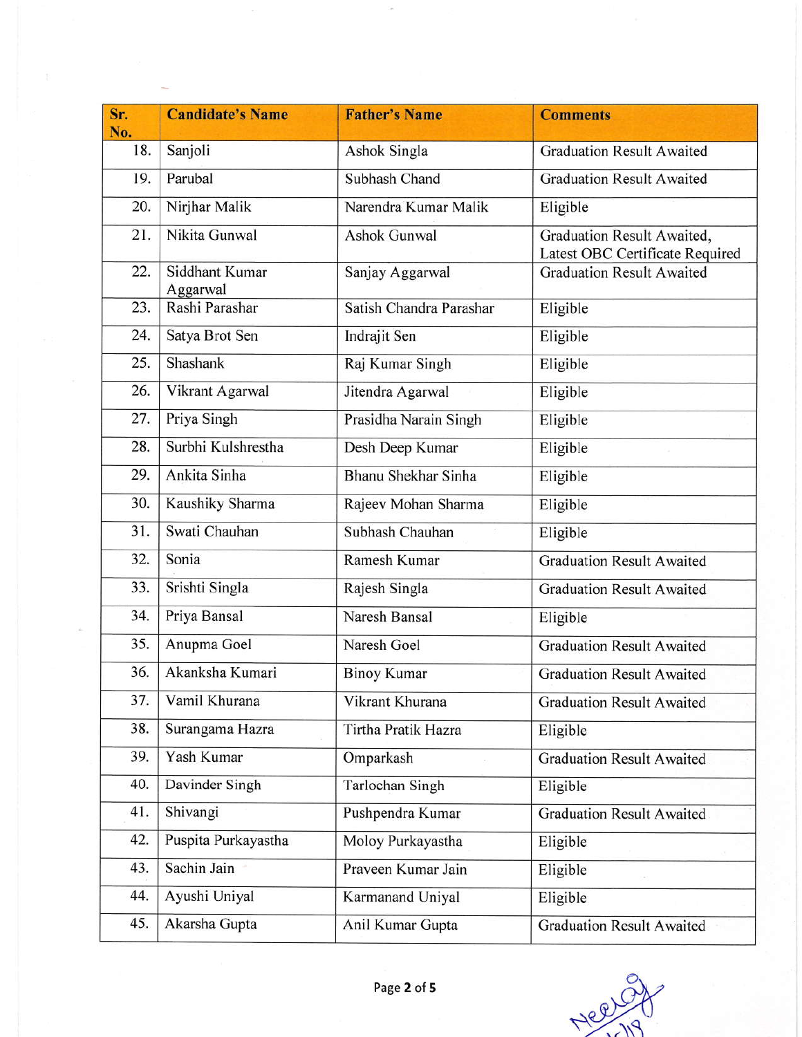| Sr. No. | Candidate's Name | Father's Name | Comments |
|---|---|---|---|
| 18. | Sanjoli | Ashok Singla | Graduation Result Awaited |
| 19. | Parubal | Subhash Chand | Graduation Result Awaited |
| 20. | Nirjhar Malik | Narendra Kumar Malik | Eligible |
| 21. | Nikita Gunwal | Ashok Gunwal | Graduation Result Awaited, Latest OBC Certificate Required |
| 22. | Siddhant Kumar Aggarwal | Sanjay Aggarwal | Graduation Result Awaited |
| 23. | Rashi Parashar | Satish Chandra Parashar | Eligible |
| 24. | Satya Brot Sen | Indrajit Sen | Eligible |
| 25. | Shashank | Raj Kumar Singh | Eligible |
| 26. | Vikrant Agarwal | Jitendra Agarwal | Eligible |
| 27. | Priya Singh | Prasidha Narain Singh | Eligible |
| 28. | Surbhi Kulshrestha | Desh Deep Kumar | Eligible |
| 29. | Ankita Sinha | Bhanu Shekhar Sinha | Eligible |
| 30. | Kaushiky Sharma | Rajeev Mohan Sharma | Eligible |
| 31. | Swati Chauhan | Subhash Chauhan | Eligible |
| 32. | Sonia | Ramesh Kumar | Graduation Result Awaited |
| 33. | Srishti Singla | Rajesh Singla | Graduation Result Awaited |
| 34. | Priya Bansal | Naresh Bansal | Eligible |
| 35. | Anupma Goel | Naresh Goel | Graduation Result Awaited |
| 36. | Akanksha Kumari | Binoy Kumar | Graduation Result Awaited |
| 37. | Vamil Khurana | Vikrant Khurana | Graduation Result Awaited |
| 38. | Surangama Hazra | Tirtha Pratik Hazra | Eligible |
| 39. | Yash Kumar | Omparkash | Graduation Result Awaited |
| 40. | Davinder Singh | Tarlochan Singh | Eligible |
| 41. | Shivangi | Pushpendra Kumar | Graduation Result Awaited |
| 42. | Puspita Purkayastha | Moloy Purkayastha | Eligible |
| 43. | Sachin Jain | Praveen Kumar Jain | Eligible |
| 44. | Ayushi Uniyal | Karmanand Uniyal | Eligible |
| 45. | Akarsha Gupta | Anil Kumar Gupta | Graduation Result Awaited |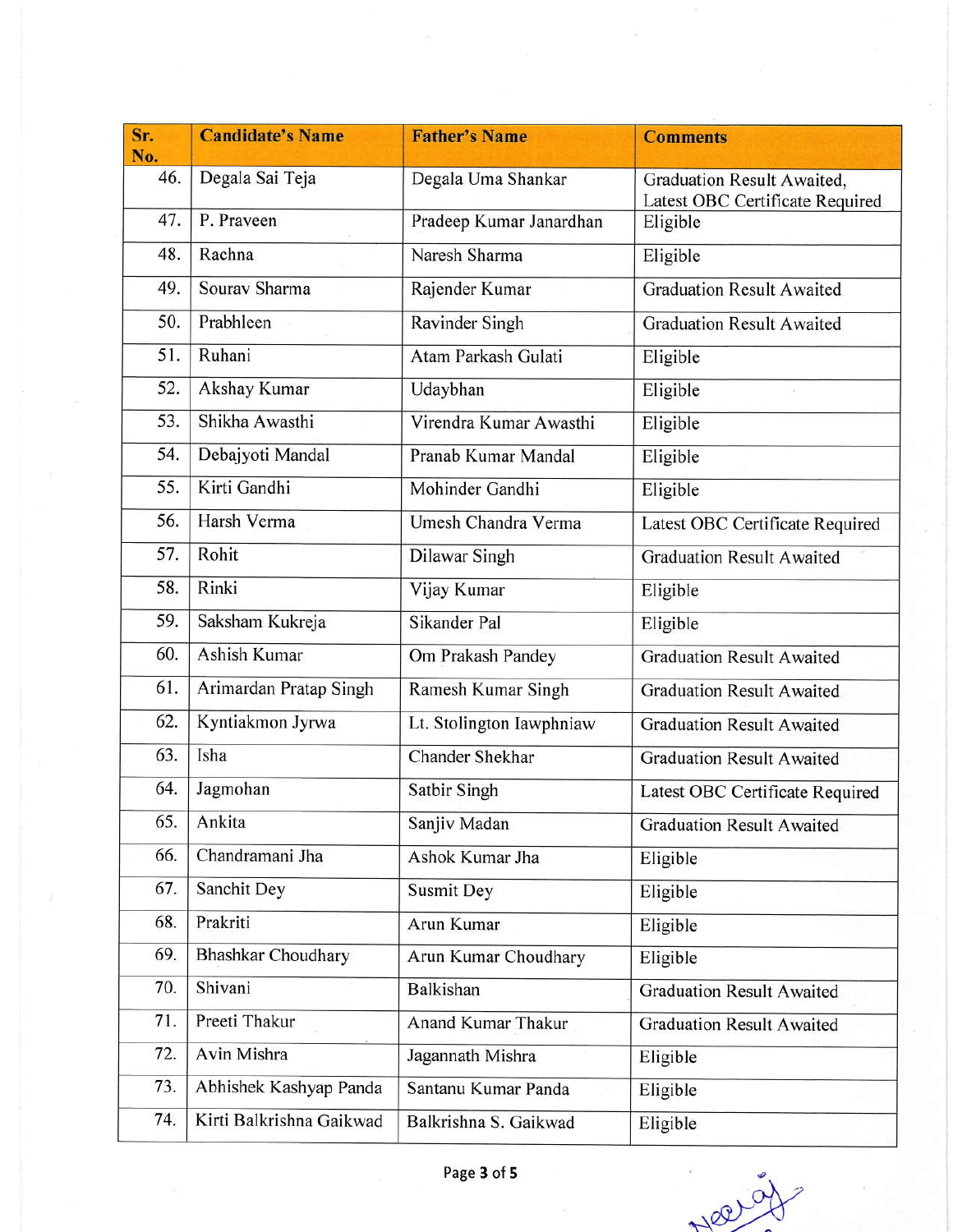| Sr. No. | Candidate's Name | Father's Name | Comments |
|---|---|---|---|
| 46. | Degala Sai Teja | Degala Uma Shankar | Graduation Result Awaited, Latest OBC Certificate Required |
| 47. | P. Praveen | Pradeep Kumar Janardhan | Eligible |
| 48. | Rachna | Naresh Sharma | Eligible |
| 49. | Sourav Sharma | Rajender Kumar | Graduation Result Awaited |
| 50. | Prabhleen | Ravinder Singh | Graduation Result Awaited |
| 51. | Ruhani | Atam Parkash Gulati | Eligible |
| 52. | Akshay Kumar | Udaybhan | Eligible |
| 53. | Shikha Awasthi | Virendra Kumar Awasthi | Eligible |
| 54. | Debajyoti Mandal | Pranab Kumar Mandal | Eligible |
| 55. | Kirti Gandhi | Mohinder Gandhi | Eligible |
| 56. | Harsh Verma | Umesh Chandra Verma | Latest OBC Certificate Required |
| 57. | Rohit | Dilawar Singh | Graduation Result Awaited |
| 58. | Rinki | Vijay Kumar | Eligible |
| 59. | Saksham Kukreja | Sikander Pal | Eligible |
| 60. | Ashish Kumar | Om Prakash Pandey | Graduation Result Awaited |
| 61. | Arimardan Pratap Singh | Ramesh Kumar Singh | Graduation Result Awaited |
| 62. | Kyntiakmon Jyrwa | Lt. Stolington Iawphniaw | Graduation Result Awaited |
| 63. | Isha | Chander Shekhar | Graduation Result Awaited |
| 64. | Jagmohan | Satbir Singh | Latest OBC Certificate Required |
| 65. | Ankita | Sanjiv Madan | Graduation Result Awaited |
| 66. | Chandramani Jha | Ashok Kumar Jha | Eligible |
| 67. | Sanchit Dey | Susmit Dey | Eligible |
| 68. | Prakriti | Arun Kumar | Eligible |
| 69. | Bhashkar Choudhary | Arun Kumar Choudhary | Eligible |
| 70. | Shivani | Balkishan | Graduation Result Awaited |
| 71. | Preeti Thakur | Anand Kumar Thakur | Graduation Result Awaited |
| 72. | Avin Mishra | Jagannath Mishra | Eligible |
| 73. | Abhishek Kashyap Panda | Santanu Kumar Panda | Eligible |
| 74. | Kirti Balkrishna Gaikwad | Balkrishna S. Gaikwad | Eligible |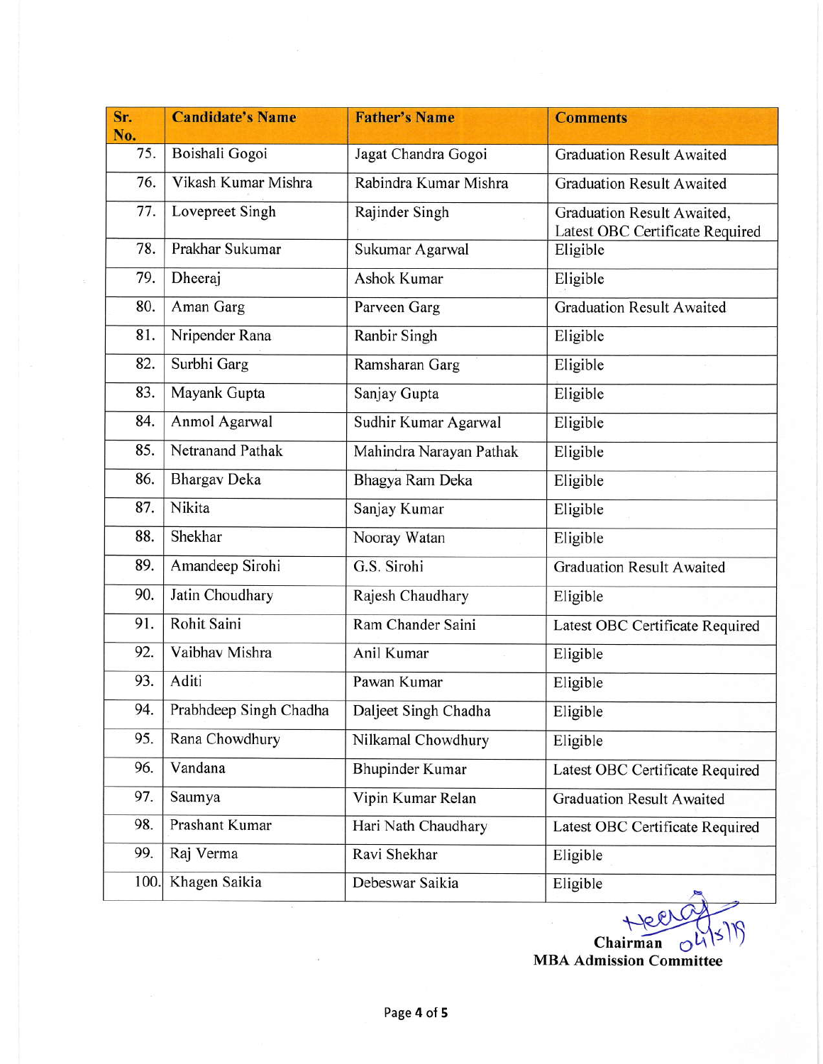| Sr. No. | Candidate's Name | Father's Name | Comments |
|---|---|---|---|
| 75. | Boishali Gogoi | Jagat Chandra Gogoi | Graduation Result Awaited |
| 76. | Vikash Kumar Mishra | Rabindra Kumar Mishra | Graduation Result Awaited |
| 77. | Lovepreet Singh | Rajinder Singh | Graduation Result Awaited, Latest OBC Certificate Required |
| 78. | Prakhar Sukumar | Sukumar Agarwal | Eligible |
| 79. | Dheeraj | Ashok Kumar | Eligible |
| 80. | Aman Garg | Parveen Garg | Graduation Result Awaited |
| 81. | Nripender Rana | Ranbir Singh | Eligible |
| 82. | Surbhi Garg | Ramsharan Garg | Eligible |
| 83. | Mayank Gupta | Sanjay Gupta | Eligible |
| 84. | Anmol Agarwal | Sudhir Kumar Agarwal | Eligible |
| 85. | Netranand Pathak | Mahindra Narayan Pathak | Eligible |
| 86. | Bhargav Deka | Bhagya Ram Deka | Eligible |
| 87. | Nikita | Sanjay Kumar | Eligible |
| 88. | Shekhar | Nooray Watan | Eligible |
| 89. | Amandeep Sirohi | G.S. Sirohi | Graduation Result Awaited |
| 90. | Jatin Choudhary | Rajesh Chaudhary | Eligible |
| 91. | Rohit Saini | Ram Chander Saini | Latest OBC Certificate Required |
| 92. | Vaibhav Mishra | Anil Kumar | Eligible |
| 93. | Aditi | Pawan Kumar | Eligible |
| 94. | Prabhdeep Singh Chadha | Daljeet Singh Chadha | Eligible |
| 95. | Rana Chowdhury | Nilkamal Chowdhury | Eligible |
| 96. | Vandana | Bhupinder Kumar | Latest OBC Certificate Required |
| 97. | Saumya | Vipin Kumar Relan | Graduation Result Awaited |
| 98. | Prashant Kumar | Hari Nath Chaudhary | Latest OBC Certificate Required |
| 99. | Raj Verma | Ravi Shekhar | Eligible |
| 100. | Khagen Saikia | Debeswar Saikia | Eligible |

04/5/19

**Chairman**
**MBA Admission Committee**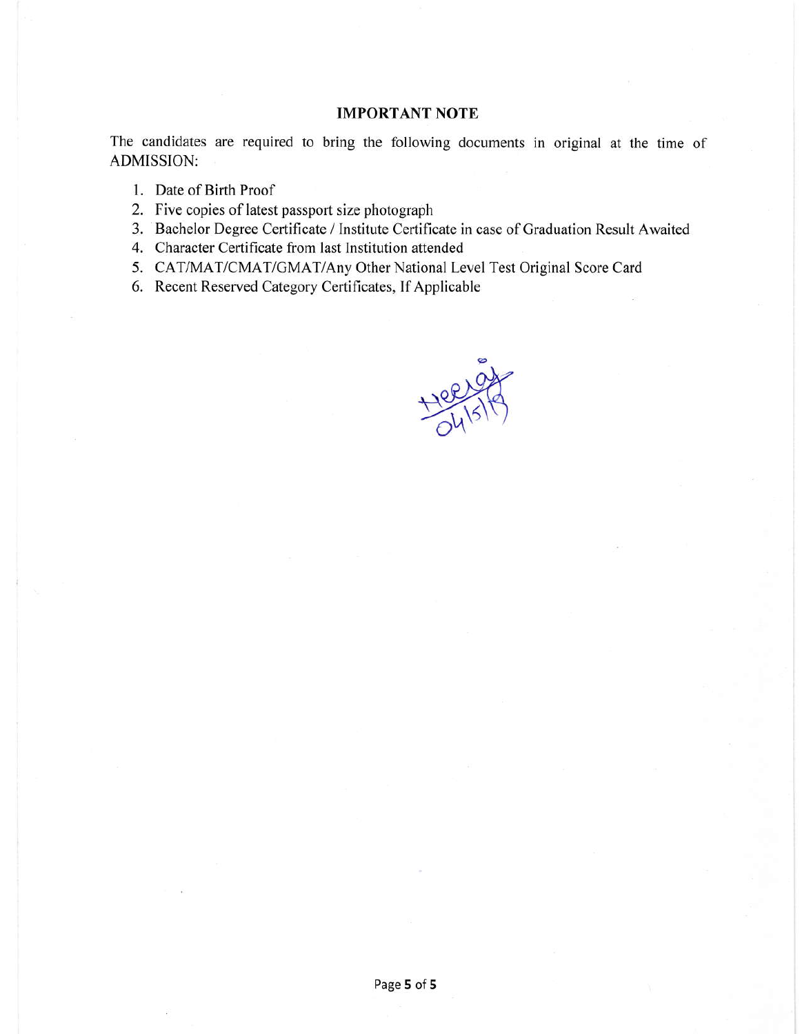## IMPORTANT NOTE

The candidates are required to bring the following documents in original at the time of ADMISSION:

1. Date of Birth Proof
2. Five copies of latest passport size photograph
3. Bachelor Degree Certificate / Institute Certificate in case of Graduation Result Awaited
4. Character Certificate from last Institution attended
5. CAT/MAT/CMAT/GMAT/Any Other National Level Test Original Score Card
6. Recent Reserved Category Certificates, If Applicable

Neeraj
04/5/18